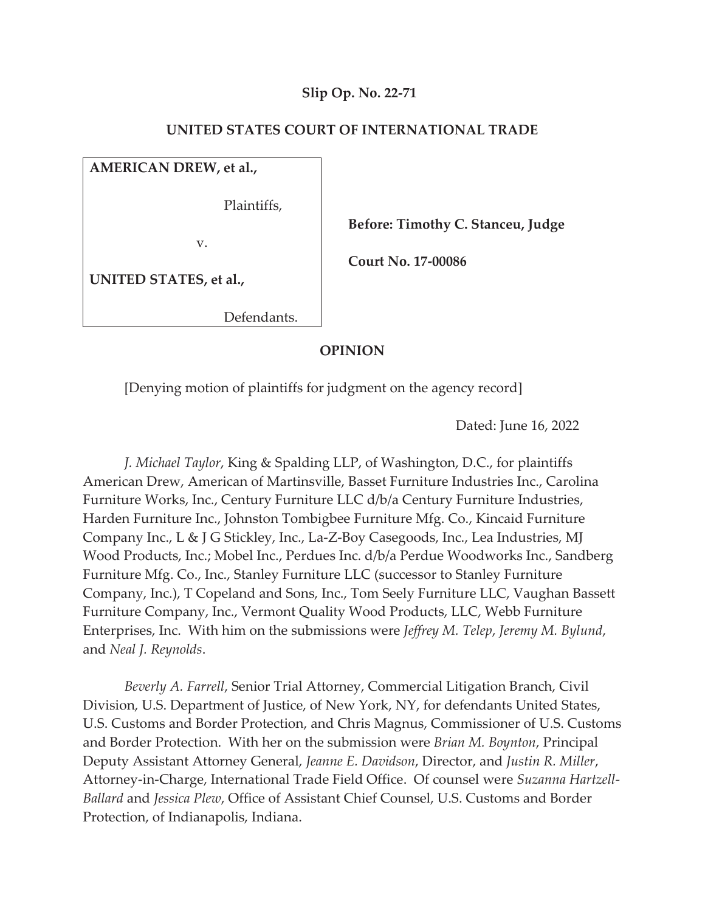**Slip Op. No. 22-71**

**UNITED STATES COURT OF INTERNATIONAL TRADE**

| | |
|---|---|
| **AMERICAN DREW, et al.,** Plaintiffs, v. **UNITED STATES, et al.,** Defendants. | **Before: Timothy C. Stanceu, Judge** **Court No. 17-00086** |

**OPINION**

[Denying motion of plaintiffs for judgment on the agency record]

Dated: June 16, 2022

*J. Michael Taylor*, King & Spalding LLP, of Washington, D.C., for plaintiffs American Drew, American of Martinsville, Basset Furniture Industries Inc., Carolina Furniture Works, Inc., Century Furniture LLC d/b/a Century Furniture Industries, Harden Furniture Inc., Johnston Tombigbee Furniture Mfg. Co., Kincaid Furniture Company Inc., L & J G Stickley, Inc., La-Z-Boy Casegoods, Inc., Lea Industries, MJ Wood Products, Inc.; Mobel Inc., Perdues Inc. d/b/a Perdue Woodworks Inc., Sandberg Furniture Mfg. Co., Inc., Stanley Furniture LLC (successor to Stanley Furniture Company, Inc.), T Copeland and Sons, Inc., Tom Seely Furniture LLC, Vaughan Bassett Furniture Company, Inc., Vermont Quality Wood Products, LLC, Webb Furniture Enterprises, Inc. With him on the submissions were *Jeffrey M. Telep*, *Jeremy M. Bylund*, and *Neal J. Reynolds*.

*Beverly A. Farrell*, Senior Trial Attorney, Commercial Litigation Branch, Civil Division, U.S. Department of Justice, of New York, NY, for defendants United States, U.S. Customs and Border Protection, and Chris Magnus, Commissioner of U.S. Customs and Border Protection. With her on the submission were *Brian M. Boynton*, Principal Deputy Assistant Attorney General, *Jeanne E. Davidson*, Director, and *Justin R. Miller*, Attorney-in-Charge, International Trade Field Office. Of counsel were *Suzanna Hartzell-Ballard* and *Jessica Plew*, Office of Assistant Chief Counsel, U.S. Customs and Border Protection, of Indianapolis, Indiana.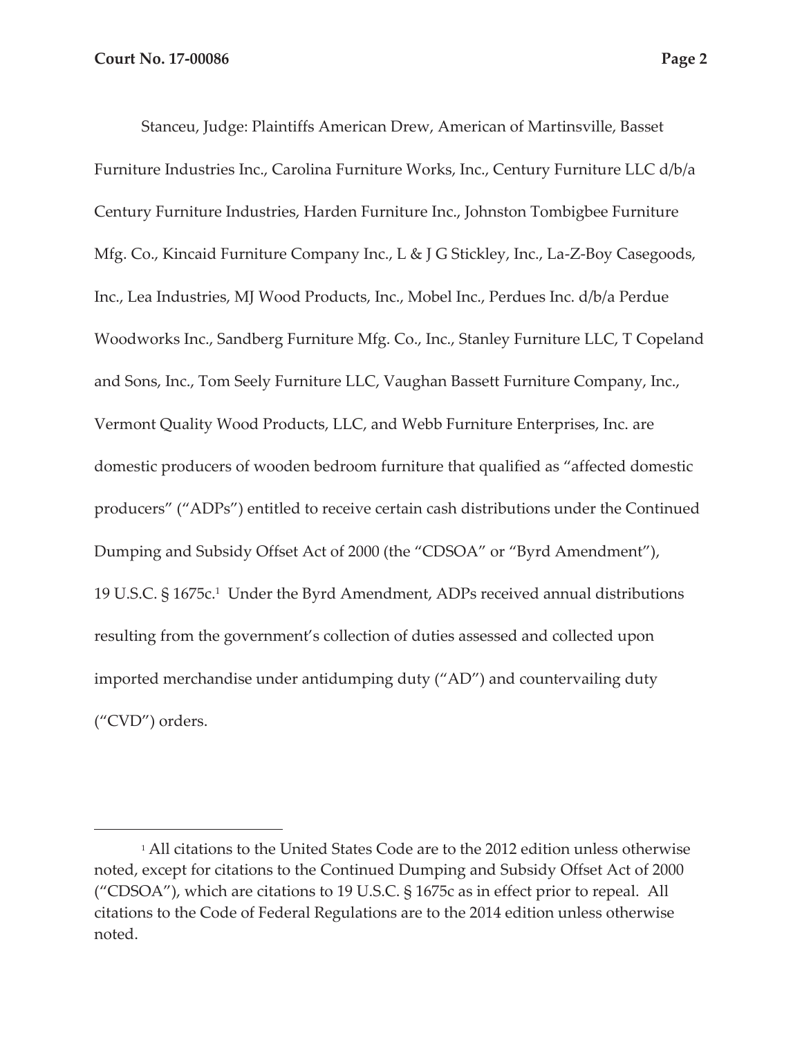Stanceu, Judge: Plaintiffs American Drew, American of Martinsville, Basset Furniture Industries Inc., Carolina Furniture Works, Inc., Century Furniture LLC d/b/a Century Furniture Industries, Harden Furniture Inc., Johnston Tombigbee Furniture Mfg. Co., Kincaid Furniture Company Inc., L & J G Stickley, Inc., La-Z-Boy Casegoods, Inc., Lea Industries, MJ Wood Products, Inc., Mobel Inc., Perdues Inc. d/b/a Perdue Woodworks Inc., Sandberg Furniture Mfg. Co., Inc., Stanley Furniture LLC, T Copeland and Sons, Inc., Tom Seely Furniture LLC, Vaughan Bassett Furniture Company, Inc., Vermont Quality Wood Products, LLC, and Webb Furniture Enterprises, Inc. are domestic producers of wooden bedroom furniture that qualified as "affected domestic producers" ("ADPs") entitled to receive certain cash distributions under the Continued Dumping and Subsidy Offset Act of 2000 (the "CDSOA" or "Byrd Amendment"), 19 U.S.C. § 1675c.[1] Under the Byrd Amendment, ADPs received annual distributions resulting from the government's collection of duties assessed and collected upon imported merchandise under antidumping duty ("AD") and countervailing duty ("CVD") orders.

[1] All citations to the United States Code are to the 2012 edition unless otherwise noted, except for citations to the Continued Dumping and Subsidy Offset Act of 2000 ("CDSOA"), which are citations to 19 U.S.C. § 1675c as in effect prior to repeal. All citations to the Code of Federal Regulations are to the 2014 edition unless otherwise noted.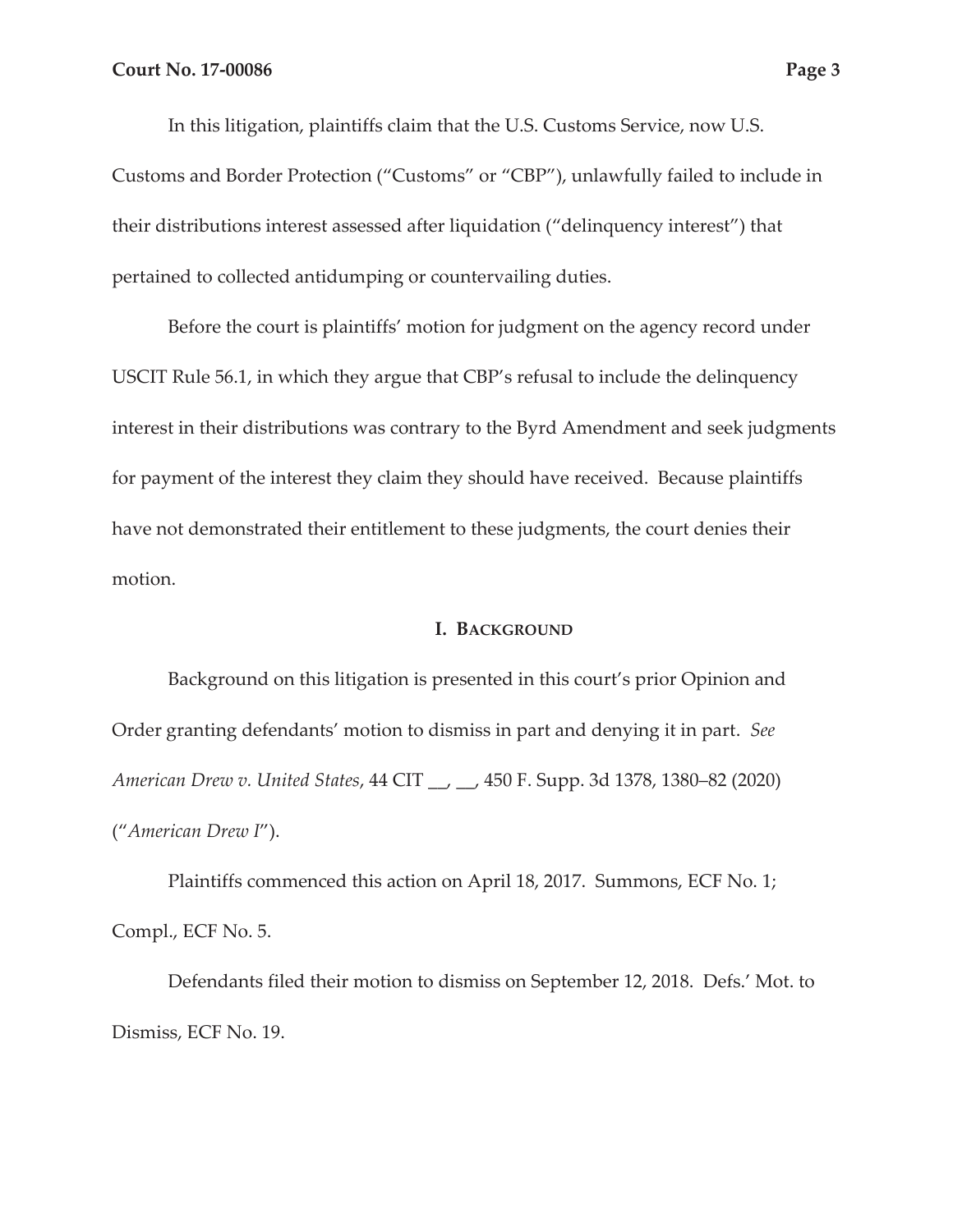In this litigation, plaintiffs claim that the U.S. Customs Service, now U.S. Customs and Border Protection ("Customs" or "CBP"), unlawfully failed to include in their distributions interest assessed after liquidation ("delinquency interest") that pertained to collected antidumping or countervailing duties.

Before the court is plaintiffs' motion for judgment on the agency record under USCIT Rule 56.1, in which they argue that CBP's refusal to include the delinquency interest in their distributions was contrary to the Byrd Amendment and seek judgments for payment of the interest they claim they should have received. Because plaintiffs have not demonstrated their entitlement to these judgments, the court denies their motion.

## I. BACKGROUND

Background on this litigation is presented in this court's prior Opinion and Order granting defendants' motion to dismiss in part and denying it in part. *See American Drew v. United States*, 44 CIT __, __, 450 F. Supp. 3d 1378, 1380–82 (2020) ("*American Drew I*").

Plaintiffs commenced this action on April 18, 2017. Summons, ECF No. 1; Compl., ECF No. 5.

Defendants filed their motion to dismiss on September 12, 2018. Defs.' Mot. to Dismiss, ECF No. 19.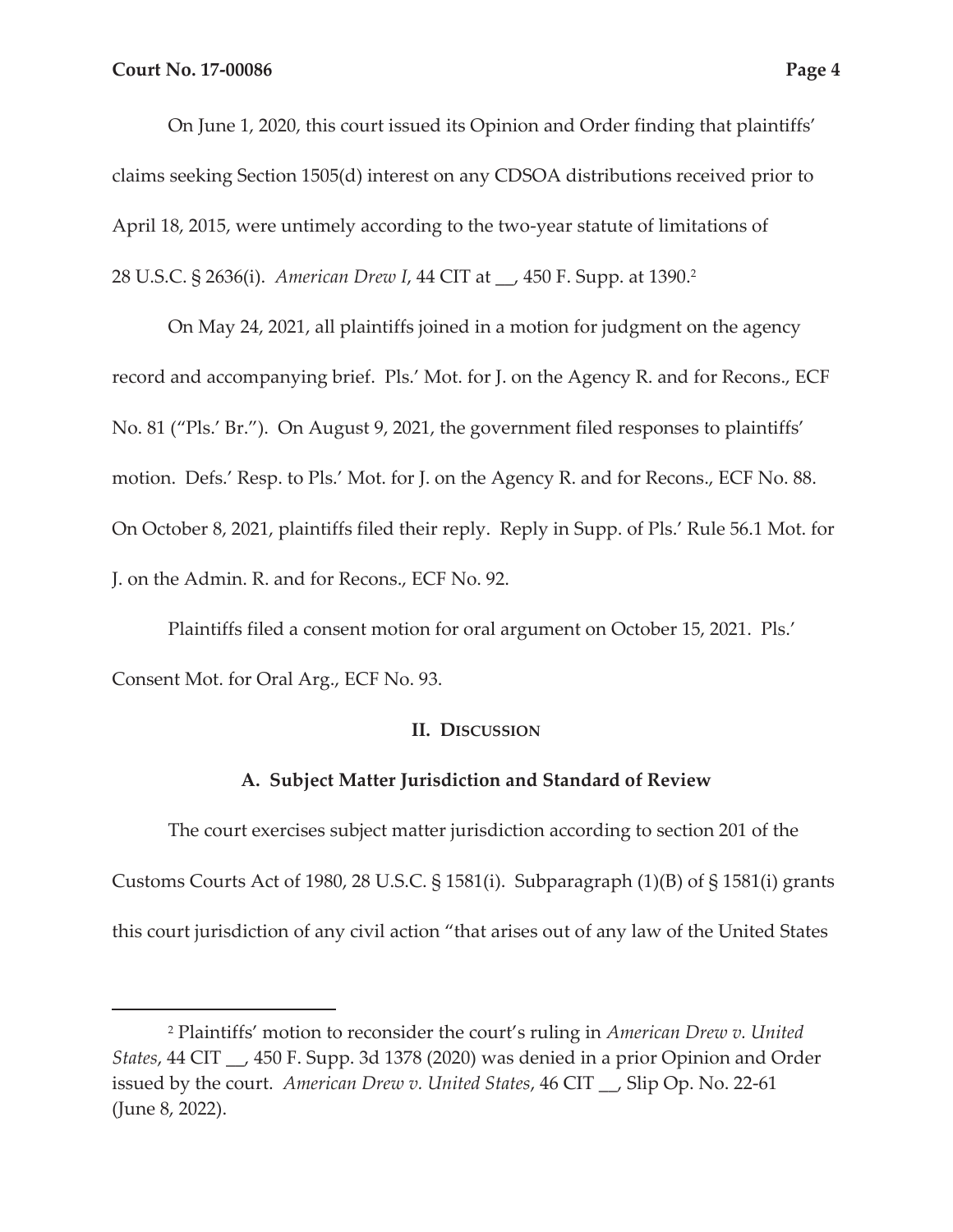On June 1, 2020, this court issued its Opinion and Order finding that plaintiffs' claims seeking Section 1505(d) interest on any CDSOA distributions received prior to April 18, 2015, were untimely according to the two-year statute of limitations of 28 U.S.C. § 2636(i). *American Drew I*, 44 CIT at __, 450 F. Supp. at 1390.[2]

On May 24, 2021, all plaintiffs joined in a motion for judgment on the agency record and accompanying brief. Pls.' Mot. for J. on the Agency R. and for Recons., ECF No. 81 ("Pls.' Br."). On August 9, 2021, the government filed responses to plaintiffs' motion. Defs.' Resp. to Pls.' Mot. for J. on the Agency R. and for Recons., ECF No. 88. On October 8, 2021, plaintiffs filed their reply. Reply in Supp. of Pls.' Rule 56.1 Mot. for J. on the Admin. R. and for Recons., ECF No. 92.

Plaintiffs filed a consent motion for oral argument on October 15, 2021. Pls.' Consent Mot. for Oral Arg., ECF No. 93.

## II. Discussion

### A. Subject Matter Jurisdiction and Standard of Review

The court exercises subject matter jurisdiction according to section 201 of the Customs Courts Act of 1980, 28 U.S.C. § 1581(i). Subparagraph (1)(B) of § 1581(i) grants this court jurisdiction of any civil action "that arises out of any law of the United States

---

[2] Plaintiffs' motion to reconsider the court's ruling in *American Drew v. United States*, 44 CIT __, 450 F. Supp. 3d 1378 (2020) was denied in a prior Opinion and Order issued by the court. *American Drew v. United States*, 46 CIT __, Slip Op. No. 22-61 (June 8, 2022).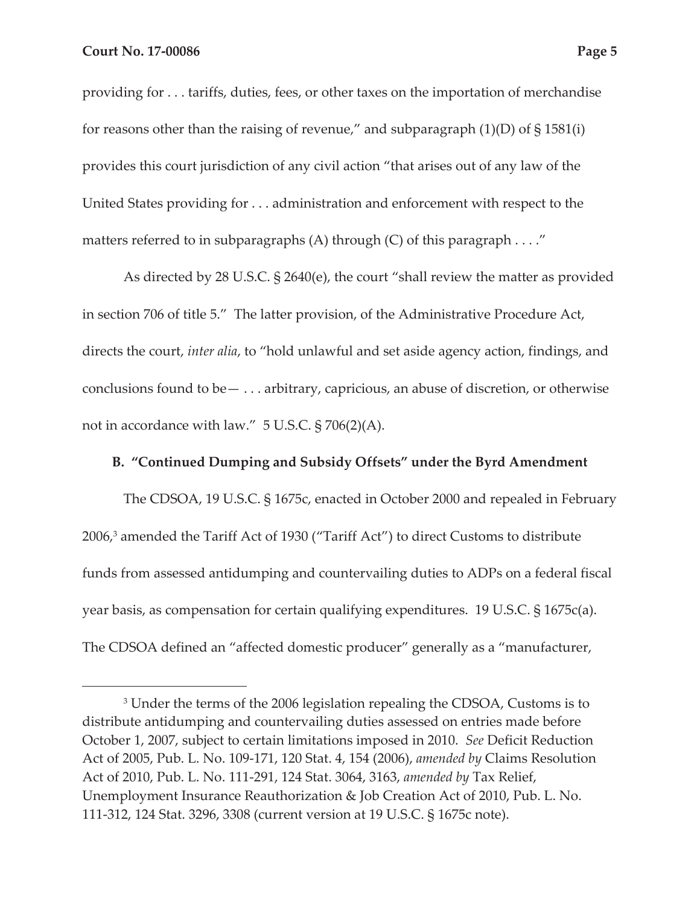providing for . . . tariffs, duties, fees, or other taxes on the importation of merchandise for reasons other than the raising of revenue," and subparagraph (1)(D) of § 1581(i) provides this court jurisdiction of any civil action "that arises out of any law of the United States providing for . . . administration and enforcement with respect to the matters referred to in subparagraphs (A) through (C) of this paragraph . . . ."

As directed by 28 U.S.C. § 2640(e), the court "shall review the matter as provided in section 706 of title 5." The latter provision, of the Administrative Procedure Act, directs the court, *inter alia*, to "hold unlawful and set aside agency action, findings, and conclusions found to be— . . . arbitrary, capricious, an abuse of discretion, or otherwise not in accordance with law." 5 U.S.C. § 706(2)(A).

**B. "Continued Dumping and Subsidy Offsets" under the Byrd Amendment**

The CDSOA, 19 U.S.C. § 1675c, enacted in October 2000 and repealed in February 2006,[3] amended the Tariff Act of 1930 ("Tariff Act") to direct Customs to distribute funds from assessed antidumping and countervailing duties to ADPs on a federal fiscal year basis, as compensation for certain qualifying expenditures. 19 U.S.C. § 1675c(a). The CDSOA defined an "affected domestic producer" generally as a "manufacturer,

---

[3] Under the terms of the 2006 legislation repealing the CDSOA, Customs is to distribute antidumping and countervailing duties assessed on entries made before October 1, 2007, subject to certain limitations imposed in 2010. *See* Deficit Reduction Act of 2005, Pub. L. No. 109-171, 120 Stat. 4, 154 (2006), *amended by* Claims Resolution Act of 2010, Pub. L. No. 111-291, 124 Stat. 3064, 3163, *amended by* Tax Relief, Unemployment Insurance Reauthorization & Job Creation Act of 2010, Pub. L. No. 111-312, 124 Stat. 3296, 3308 (current version at 19 U.S.C. § 1675c note).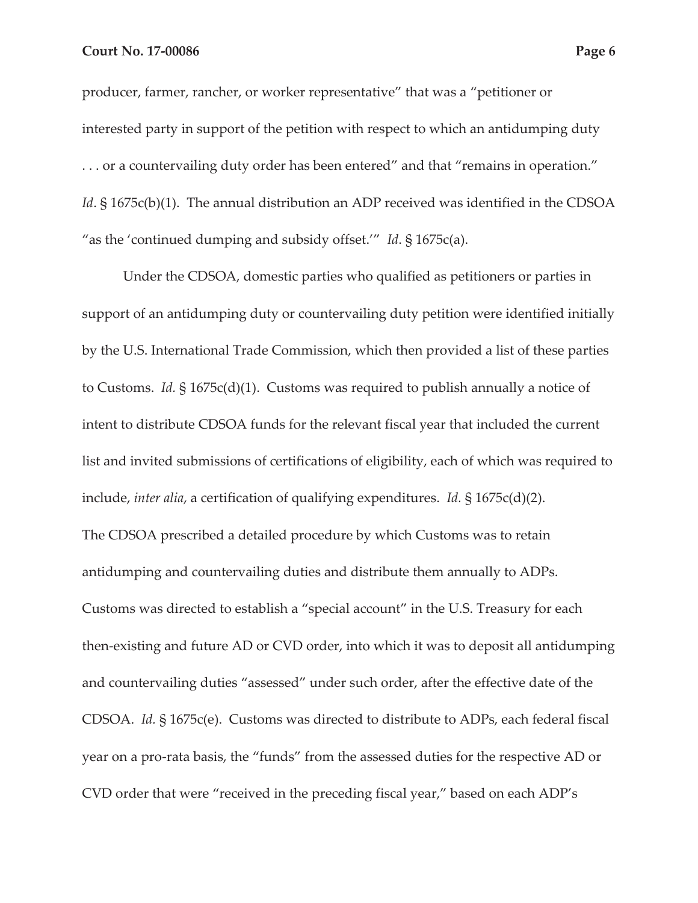producer, farmer, rancher, or worker representative" that was a "petitioner or interested party in support of the petition with respect to which an antidumping duty . . . or a countervailing duty order has been entered" and that "remains in operation." *Id*. § 1675c(b)(1). The annual distribution an ADP received was identified in the CDSOA "as the 'continued dumping and subsidy offset.'" *Id*. § 1675c(a).

Under the CDSOA, domestic parties who qualified as petitioners or parties in support of an antidumping duty or countervailing duty petition were identified initially by the U.S. International Trade Commission, which then provided a list of these parties to Customs. *Id.* § 1675c(d)(1). Customs was required to publish annually a notice of intent to distribute CDSOA funds for the relevant fiscal year that included the current list and invited submissions of certifications of eligibility, each of which was required to include, *inter alia*, a certification of qualifying expenditures. *Id.* § 1675c(d)(2). The CDSOA prescribed a detailed procedure by which Customs was to retain antidumping and countervailing duties and distribute them annually to ADPs. Customs was directed to establish a "special account" in the U.S. Treasury for each then-existing and future AD or CVD order, into which it was to deposit all antidumping and countervailing duties "assessed" under such order, after the effective date of the CDSOA. *Id.* § 1675c(e). Customs was directed to distribute to ADPs, each federal fiscal year on a pro-rata basis, the "funds" from the assessed duties for the respective AD or CVD order that were "received in the preceding fiscal year," based on each ADP's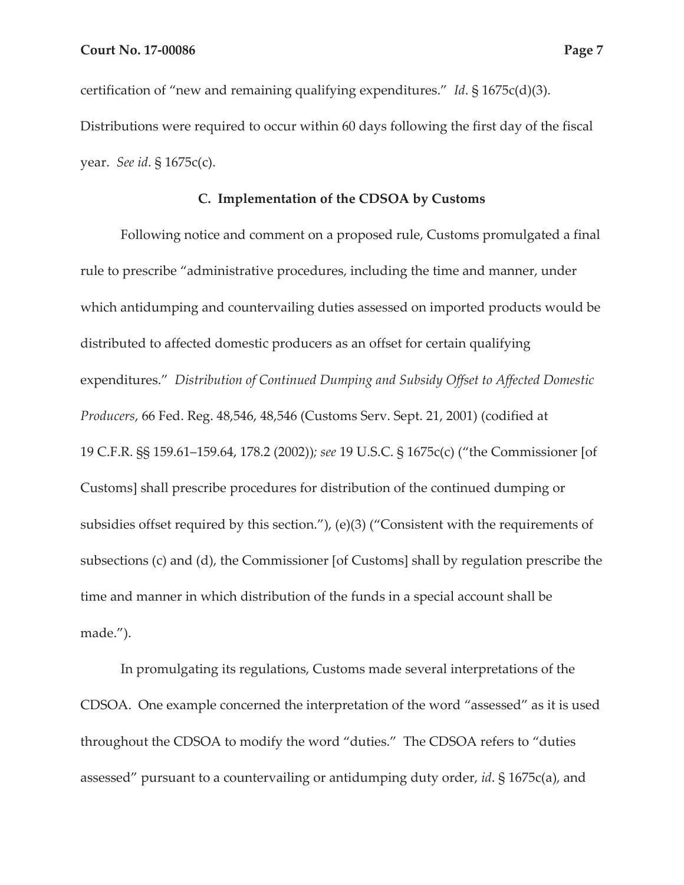certification of "new and remaining qualifying expenditures." *Id*. § 1675c(d)(3). Distributions were required to occur within 60 days following the first day of the fiscal year. *See id*. § 1675c(c).

### C. Implementation of the CDSOA by Customs

Following notice and comment on a proposed rule, Customs promulgated a final rule to prescribe "administrative procedures, including the time and manner, under which antidumping and countervailing duties assessed on imported products would be distributed to affected domestic producers as an offset for certain qualifying expenditures." *Distribution of Continued Dumping and Subsidy Offset to Affected Domestic Producers*, 66 Fed. Reg. 48,546, 48,546 (Customs Serv. Sept. 21, 2001) (codified at 19 C.F.R. §§ 159.61–159.64, 178.2 (2002)); *see* 19 U.S.C. § 1675c(c) ("the Commissioner [of Customs] shall prescribe procedures for distribution of the continued dumping or subsidies offset required by this section."), (e)(3) ("Consistent with the requirements of subsections (c) and (d), the Commissioner [of Customs] shall by regulation prescribe the time and manner in which distribution of the funds in a special account shall be made.").

In promulgating its regulations, Customs made several interpretations of the CDSOA. One example concerned the interpretation of the word "assessed" as it is used throughout the CDSOA to modify the word "duties." The CDSOA refers to "duties assessed" pursuant to a countervailing or antidumping duty order, *id*. § 1675c(a), and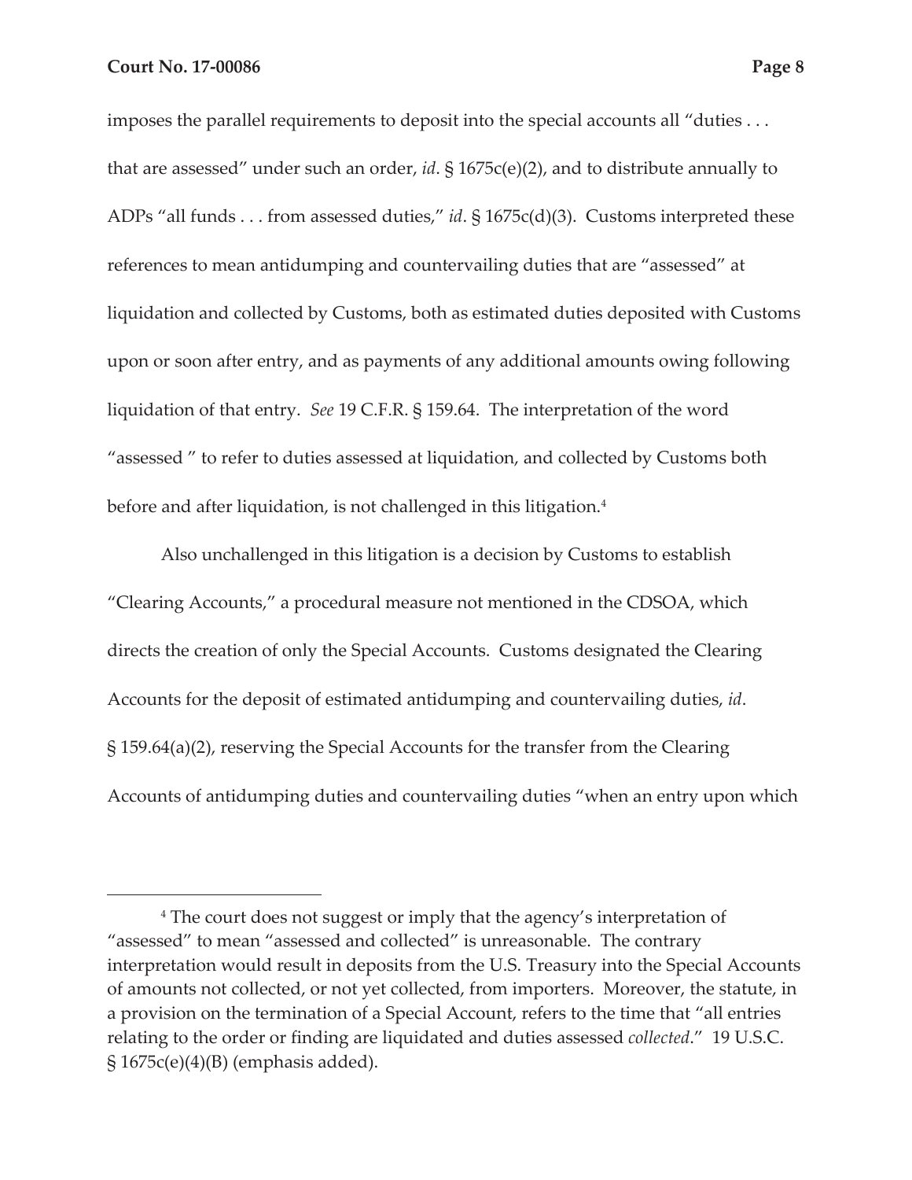imposes the parallel requirements to deposit into the special accounts all "duties . . . that are assessed" under such an order, *id*. § 1675c(e)(2), and to distribute annually to ADPs "all funds . . . from assessed duties," *id*. § 1675c(d)(3). Customs interpreted these references to mean antidumping and countervailing duties that are "assessed" at liquidation and collected by Customs, both as estimated duties deposited with Customs upon or soon after entry, and as payments of any additional amounts owing following liquidation of that entry. *See* 19 C.F.R. § 159.64. The interpretation of the word "assessed " to refer to duties assessed at liquidation, and collected by Customs both before and after liquidation, is not challenged in this litigation.[4]

Also unchallenged in this litigation is a decision by Customs to establish "Clearing Accounts," a procedural measure not mentioned in the CDSOA, which directs the creation of only the Special Accounts. Customs designated the Clearing Accounts for the deposit of estimated antidumping and countervailing duties, *id*. § 159.64(a)(2), reserving the Special Accounts for the transfer from the Clearing Accounts of antidumping duties and countervailing duties "when an entry upon which

---

[4] The court does not suggest or imply that the agency's interpretation of "assessed" to mean "assessed and collected" is unreasonable. The contrary interpretation would result in deposits from the U.S. Treasury into the Special Accounts of amounts not collected, or not yet collected, from importers. Moreover, the statute, in a provision on the termination of a Special Account, refers to the time that "all entries relating to the order or finding are liquidated and duties assessed *collected*." 19 U.S.C. § 1675c(e)(4)(B) (emphasis added).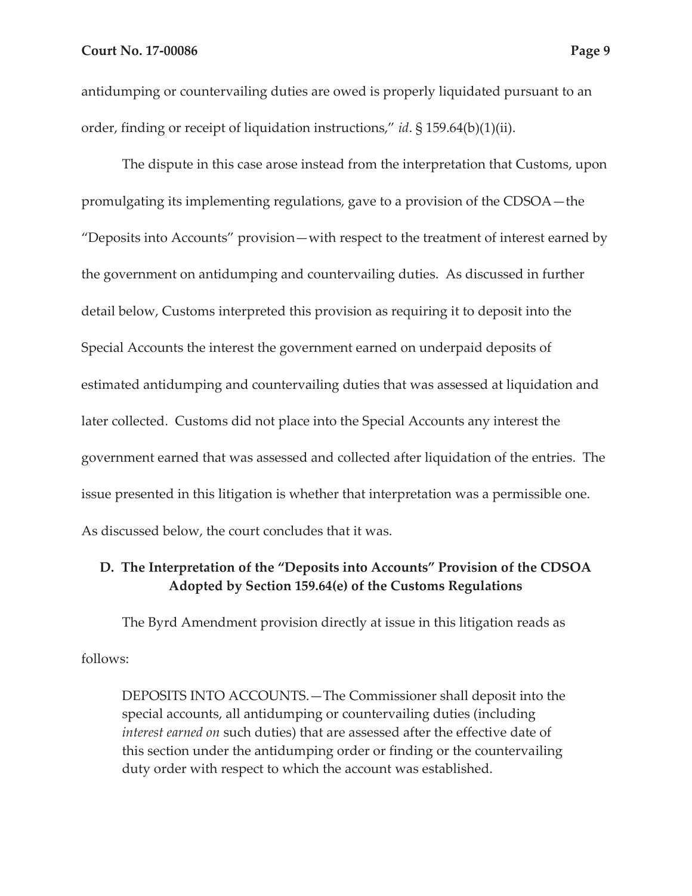antidumping or countervailing duties are owed is properly liquidated pursuant to an order, finding or receipt of liquidation instructions," *id*. § 159.64(b)(1)(ii).

The dispute in this case arose instead from the interpretation that Customs, upon promulgating its implementing regulations, gave to a provision of the CDSOA—the "Deposits into Accounts" provision—with respect to the treatment of interest earned by the government on antidumping and countervailing duties. As discussed in further detail below, Customs interpreted this provision as requiring it to deposit into the Special Accounts the interest the government earned on underpaid deposits of estimated antidumping and countervailing duties that was assessed at liquidation and later collected. Customs did not place into the Special Accounts any interest the government earned that was assessed and collected after liquidation of the entries. The issue presented in this litigation is whether that interpretation was a permissible one. As discussed below, the court concludes that it was.

### D. The Interpretation of the "Deposits into Accounts" Provision of the CDSOA Adopted by Section 159.64(e) of the Customs Regulations

The Byrd Amendment provision directly at issue in this litigation reads as follows:

> DEPOSITS INTO ACCOUNTS.—The Commissioner shall deposit into the special accounts, all antidumping or countervailing duties (including *interest earned on* such duties) that are assessed after the effective date of this section under the antidumping order or finding or the countervailing duty order with respect to which the account was established.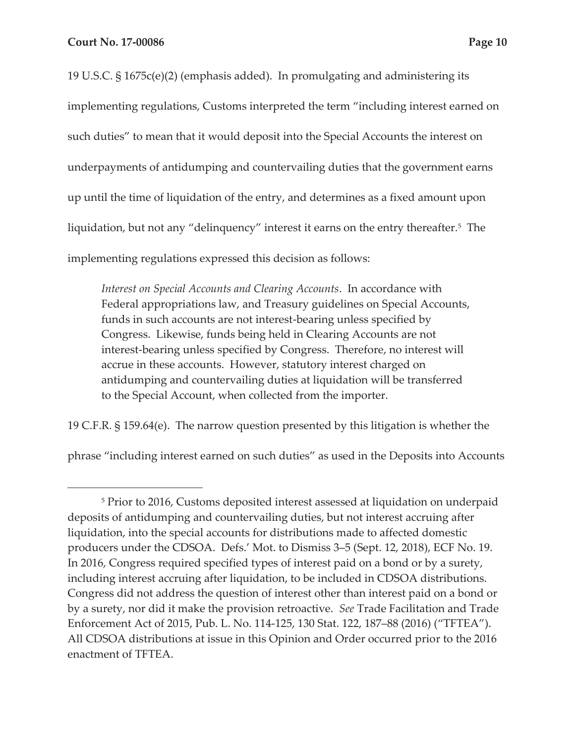19 U.S.C. § 1675c(e)(2) (emphasis added). In promulgating and administering its implementing regulations, Customs interpreted the term "including interest earned on such duties" to mean that it would deposit into the Special Accounts the interest on underpayments of antidumping and countervailing duties that the government earns up until the time of liquidation of the entry, and determines as a fixed amount upon liquidation, but not any "delinquency" interest it earns on the entry thereafter.[5] The implementing regulations expressed this decision as follows:

> *Interest on Special Accounts and Clearing Accounts*. In accordance with Federal appropriations law, and Treasury guidelines on Special Accounts, funds in such accounts are not interest-bearing unless specified by Congress. Likewise, funds being held in Clearing Accounts are not interest-bearing unless specified by Congress. Therefore, no interest will accrue in these accounts. However, statutory interest charged on antidumping and countervailing duties at liquidation will be transferred to the Special Account, when collected from the importer.

19 C.F.R. § 159.64(e). The narrow question presented by this litigation is whether the phrase "including interest earned on such duties" as used in the Deposits into Accounts

---

[5] Prior to 2016, Customs deposited interest assessed at liquidation on underpaid deposits of antidumping and countervailing duties, but not interest accruing after liquidation, into the special accounts for distributions made to affected domestic producers under the CDSOA. Defs.' Mot. to Dismiss 3–5 (Sept. 12, 2018), ECF No. 19. In 2016, Congress required specified types of interest paid on a bond or by a surety, including interest accruing after liquidation, to be included in CDSOA distributions. Congress did not address the question of interest other than interest paid on a bond or by a surety, nor did it make the provision retroactive. *See* Trade Facilitation and Trade Enforcement Act of 2015, Pub. L. No. 114-125, 130 Stat. 122, 187–88 (2016) ("TFTEA"). All CDSOA distributions at issue in this Opinion and Order occurred prior to the 2016 enactment of TFTEA.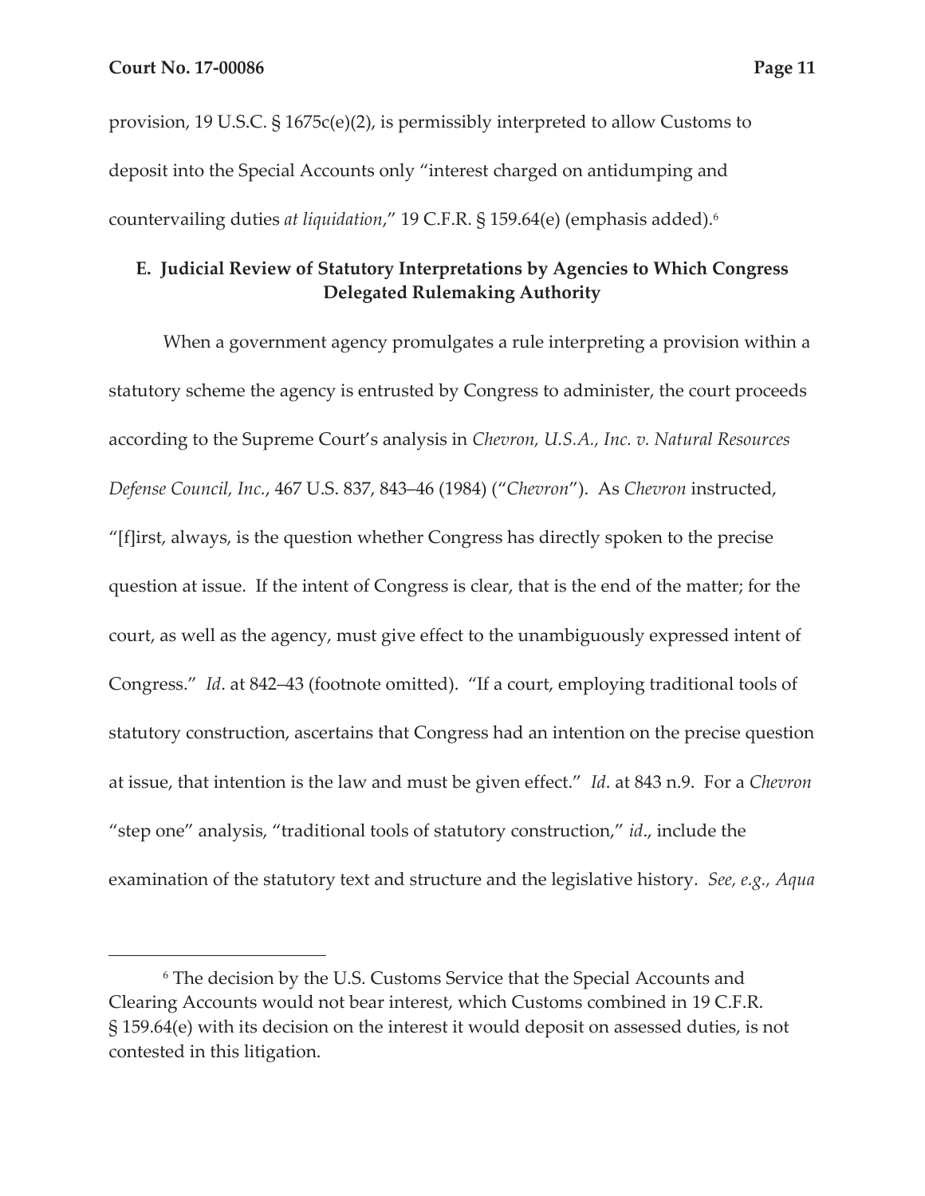provision, 19 U.S.C. § 1675c(e)(2), is permissibly interpreted to allow Customs to deposit into the Special Accounts only "interest charged on antidumping and countervailing duties *at liquidation*," 19 C.F.R. § 159.64(e) (emphasis added).[6]

### E. Judicial Review of Statutory Interpretations by Agencies to Which Congress Delegated Rulemaking Authority

When a government agency promulgates a rule interpreting a provision within a statutory scheme the agency is entrusted by Congress to administer, the court proceeds according to the Supreme Court's analysis in *Chevron, U.S.A., Inc. v. Natural Resources Defense Council, Inc.*, 467 U.S. 837, 843–46 (1984) ("*Chevron*"). As *Chevron* instructed, "[f]irst, always, is the question whether Congress has directly spoken to the precise question at issue. If the intent of Congress is clear, that is the end of the matter; for the court, as well as the agency, must give effect to the unambiguously expressed intent of Congress." *Id*. at 842–43 (footnote omitted). "If a court, employing traditional tools of statutory construction, ascertains that Congress had an intention on the precise question at issue, that intention is the law and must be given effect." *Id*. at 843 n.9. For a *Chevron* "step one" analysis, "traditional tools of statutory construction," *id*., include the examination of the statutory text and structure and the legislative history. *See, e.g.*, *Aqua*

---

[6] The decision by the U.S. Customs Service that the Special Accounts and Clearing Accounts would not bear interest, which Customs combined in 19 C.F.R. § 159.64(e) with its decision on the interest it would deposit on assessed duties, is not contested in this litigation.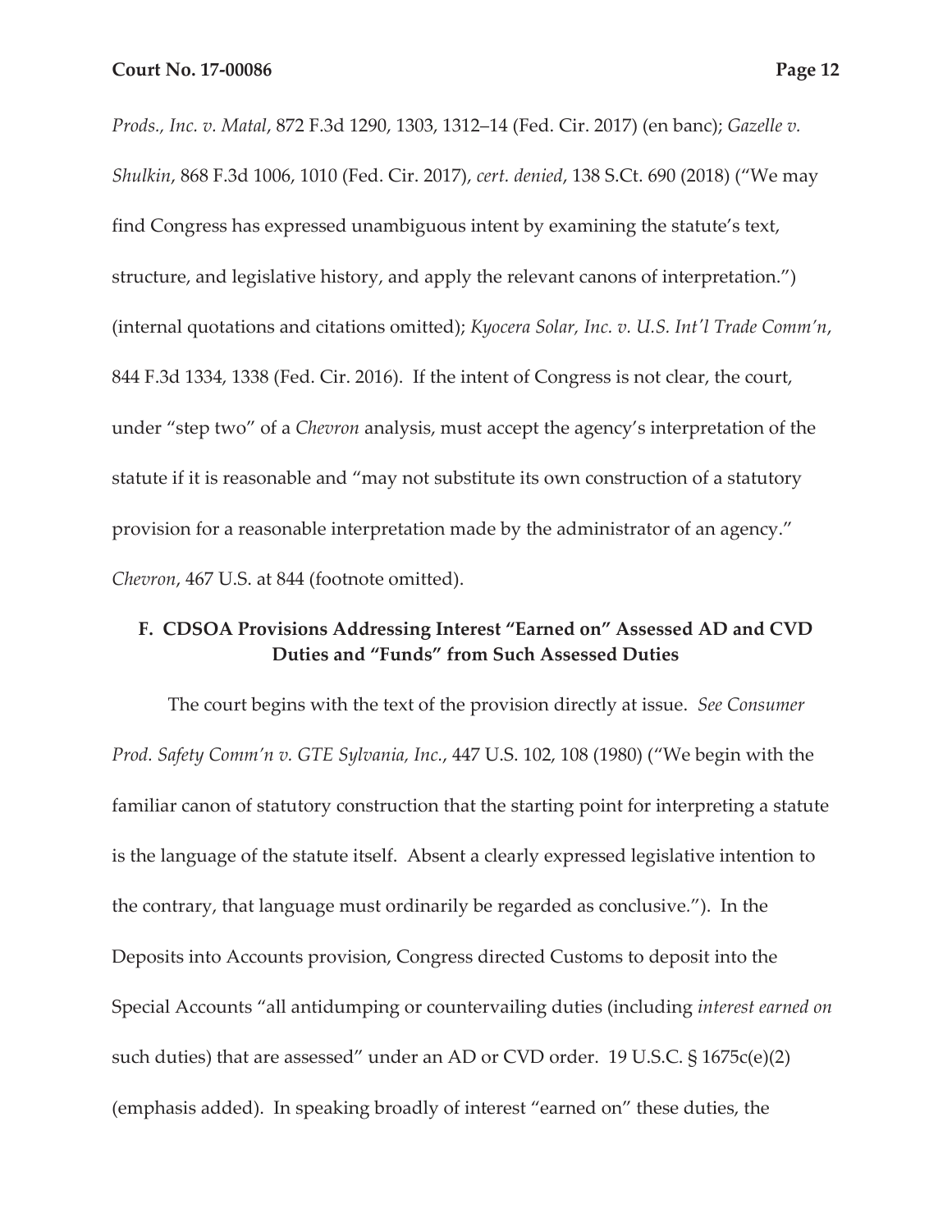*Prods., Inc. v. Matal*, 872 F.3d 1290, 1303, 1312–14 (Fed. Cir. 2017) (en banc); *Gazelle v. Shulkin*, 868 F.3d 1006, 1010 (Fed. Cir. 2017), *cert. denied*, 138 S.Ct. 690 (2018) ("We may find Congress has expressed unambiguous intent by examining the statute's text, structure, and legislative history, and apply the relevant canons of interpretation.") (internal quotations and citations omitted); *Kyocera Solar, Inc. v. U.S. Int'l Trade Comm'n*, 844 F.3d 1334, 1338 (Fed. Cir. 2016). If the intent of Congress is not clear, the court, under "step two" of a *Chevron* analysis, must accept the agency's interpretation of the statute if it is reasonable and "may not substitute its own construction of a statutory provision for a reasonable interpretation made by the administrator of an agency." *Chevron*, 467 U.S. at 844 (footnote omitted).

### F. CDSOA Provisions Addressing Interest "Earned on" Assessed AD and CVD Duties and "Funds" from Such Assessed Duties

The court begins with the text of the provision directly at issue. *See Consumer Prod. Safety Comm'n v. GTE Sylvania, Inc.*, 447 U.S. 102, 108 (1980) ("We begin with the familiar canon of statutory construction that the starting point for interpreting a statute is the language of the statute itself. Absent a clearly expressed legislative intention to the contrary, that language must ordinarily be regarded as conclusive."). In the Deposits into Accounts provision, Congress directed Customs to deposit into the Special Accounts "all antidumping or countervailing duties (including *interest earned on* such duties) that are assessed" under an AD or CVD order. 19 U.S.C. § 1675c(e)(2) (emphasis added). In speaking broadly of interest "earned on" these duties, the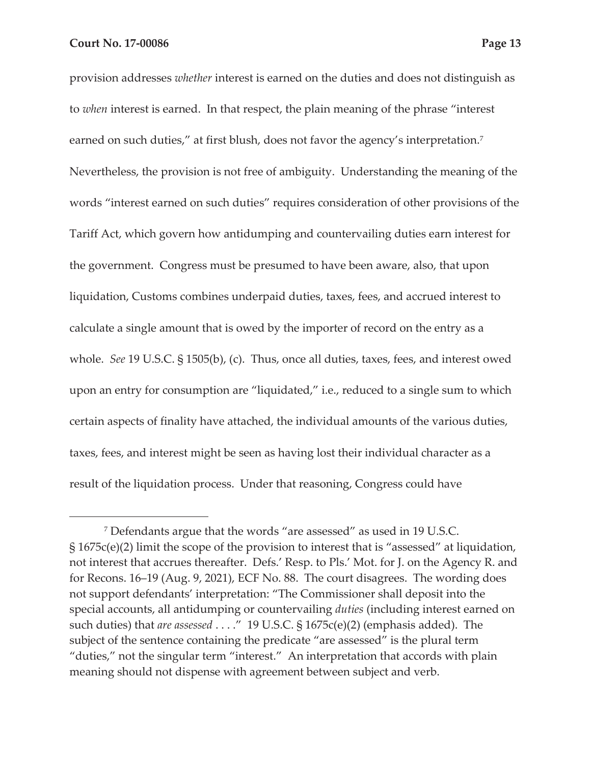provision addresses *whether* interest is earned on the duties and does not distinguish as to *when* interest is earned. In that respect, the plain meaning of the phrase "interest earned on such duties," at first blush, does not favor the agency's interpretation.[7] Nevertheless, the provision is not free of ambiguity. Understanding the meaning of the words "interest earned on such duties" requires consideration of other provisions of the Tariff Act, which govern how antidumping and countervailing duties earn interest for the government. Congress must be presumed to have been aware, also, that upon liquidation, Customs combines underpaid duties, taxes, fees, and accrued interest to calculate a single amount that is owed by the importer of record on the entry as a whole. *See* 19 U.S.C. § 1505(b), (c). Thus, once all duties, taxes, fees, and interest owed upon an entry for consumption are "liquidated," i.e., reduced to a single sum to which certain aspects of finality have attached, the individual amounts of the various duties, taxes, fees, and interest might be seen as having lost their individual character as a result of the liquidation process. Under that reasoning, Congress could have

[7] Defendants argue that the words "are assessed" as used in 19 U.S.C. § 1675c(e)(2) limit the scope of the provision to interest that is "assessed" at liquidation, not interest that accrues thereafter. Defs.' Resp. to Pls.' Mot. for J. on the Agency R. and for Recons. 16–19 (Aug. 9, 2021), ECF No. 88. The court disagrees. The wording does not support defendants' interpretation: "The Commissioner shall deposit into the special accounts, all antidumping or countervailing *duties* (including interest earned on such duties) that *are assessed* . . . ." 19 U.S.C. § 1675c(e)(2) (emphasis added). The subject of the sentence containing the predicate "are assessed" is the plural term "duties," not the singular term "interest." An interpretation that accords with plain meaning should not dispense with agreement between subject and verb.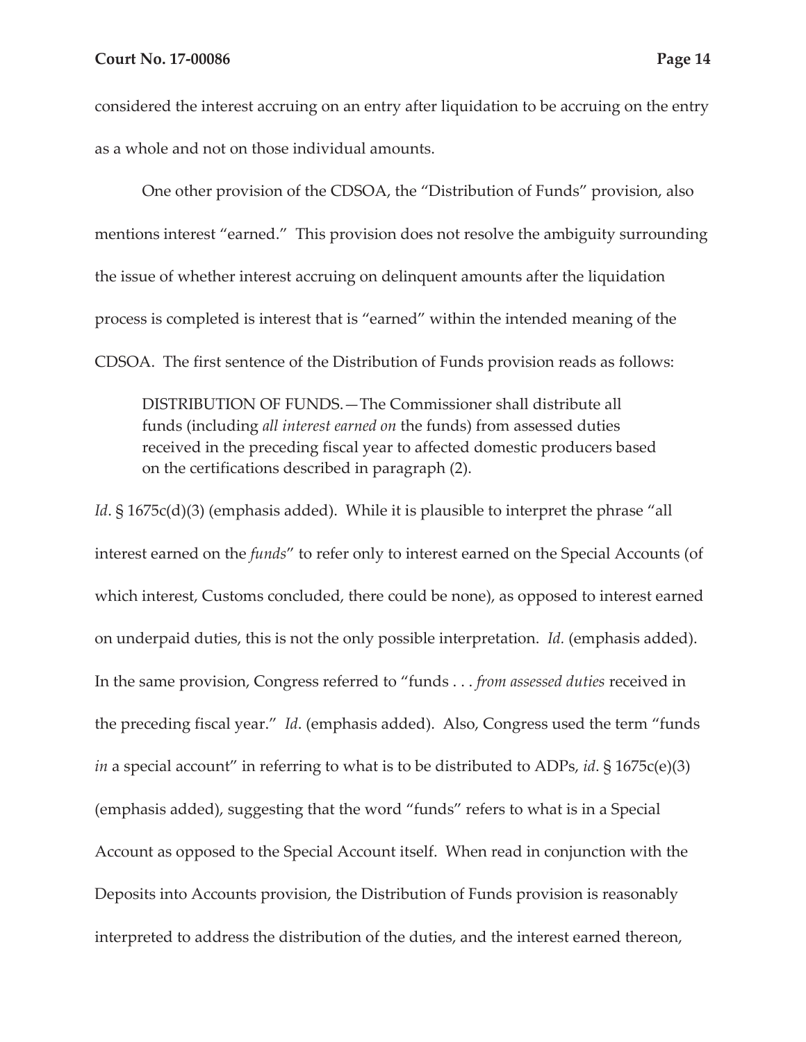considered the interest accruing on an entry after liquidation to be accruing on the entry as a whole and not on those individual amounts.

One other provision of the CDSOA, the "Distribution of Funds" provision, also mentions interest "earned." This provision does not resolve the ambiguity surrounding the issue of whether interest accruing on delinquent amounts after the liquidation process is completed is interest that is "earned" within the intended meaning of the CDSOA. The first sentence of the Distribution of Funds provision reads as follows:

> DISTRIBUTION OF FUNDS.—The Commissioner shall distribute all funds (including *all interest earned on* the funds) from assessed duties received in the preceding fiscal year to affected domestic producers based on the certifications described in paragraph (2).

*Id*. § 1675c(d)(3) (emphasis added). While it is plausible to interpret the phrase "all interest earned on the *funds*" to refer only to interest earned on the Special Accounts (of which interest, Customs concluded, there could be none), as opposed to interest earned on underpaid duties, this is not the only possible interpretation. *Id.* (emphasis added). In the same provision, Congress referred to "funds . . . *from assessed duties* received in the preceding fiscal year." *Id*. (emphasis added). Also, Congress used the term "funds *in* a special account" in referring to what is to be distributed to ADPs, *id*. § 1675c(e)(3) (emphasis added), suggesting that the word "funds" refers to what is in a Special Account as opposed to the Special Account itself. When read in conjunction with the Deposits into Accounts provision, the Distribution of Funds provision is reasonably interpreted to address the distribution of the duties, and the interest earned thereon,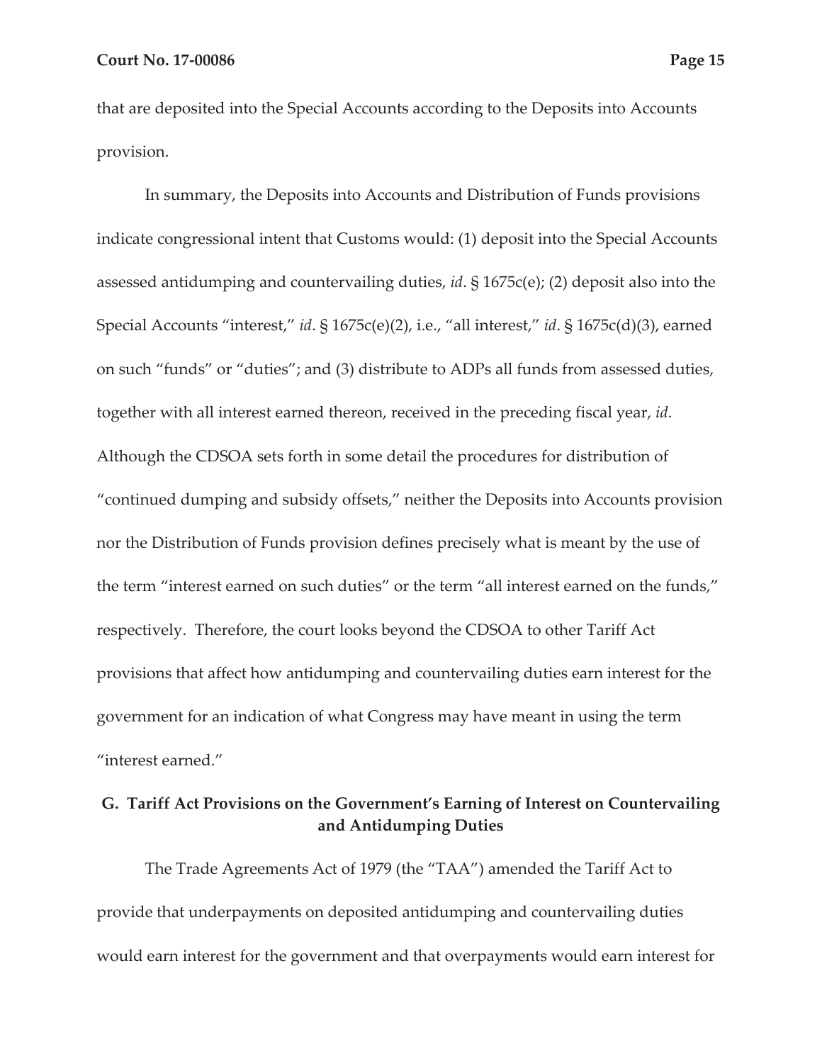that are deposited into the Special Accounts according to the Deposits into Accounts provision.

In summary, the Deposits into Accounts and Distribution of Funds provisions indicate congressional intent that Customs would: (1) deposit into the Special Accounts assessed antidumping and countervailing duties, *id*. § 1675c(e); (2) deposit also into the Special Accounts "interest," *id*. § 1675c(e)(2), i.e., "all interest," *id*. § 1675c(d)(3), earned on such "funds" or "duties"; and (3) distribute to ADPs all funds from assessed duties, together with all interest earned thereon, received in the preceding fiscal year, *id*. Although the CDSOA sets forth in some detail the procedures for distribution of "continued dumping and subsidy offsets," neither the Deposits into Accounts provision nor the Distribution of Funds provision defines precisely what is meant by the use of the term "interest earned on such duties" or the term "all interest earned on the funds," respectively. Therefore, the court looks beyond the CDSOA to other Tariff Act provisions that affect how antidumping and countervailing duties earn interest for the government for an indication of what Congress may have meant in using the term "interest earned."

## G. Tariff Act Provisions on the Government's Earning of Interest on Countervailing and Antidumping Duties

The Trade Agreements Act of 1979 (the "TAA") amended the Tariff Act to provide that underpayments on deposited antidumping and countervailing duties would earn interest for the government and that overpayments would earn interest for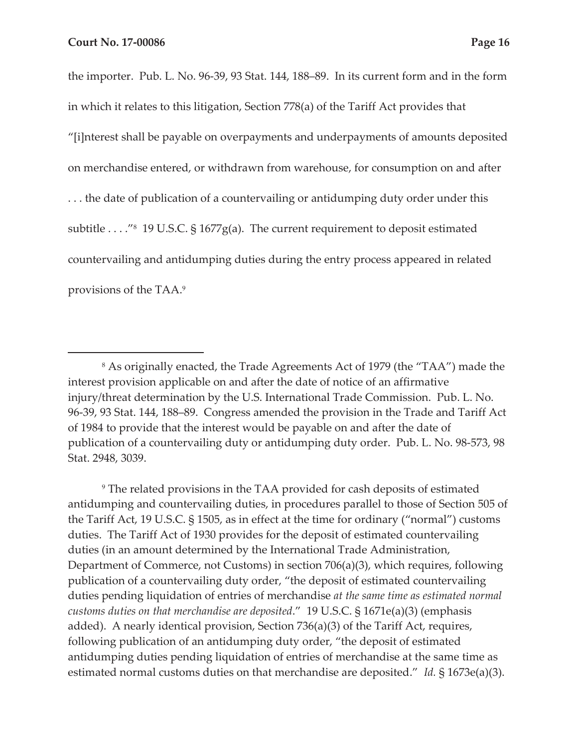the importer. Pub. L. No. 96-39, 93 Stat. 144, 188–89. In its current form and in the form in which it relates to this litigation, Section 778(a) of the Tariff Act provides that "[i]nterest shall be payable on overpayments and underpayments of amounts deposited on merchandise entered, or withdrawn from warehouse, for consumption on and after . . . the date of publication of a countervailing or antidumping duty order under this subtitle . . . ."[8] 19 U.S.C. § 1677g(a). The current requirement to deposit estimated countervailing and antidumping duties during the entry process appeared in related provisions of the TAA.[9]

---

[8] As originally enacted, the Trade Agreements Act of 1979 (the "TAA") made the interest provision applicable on and after the date of notice of an affirmative injury/threat determination by the U.S. International Trade Commission. Pub. L. No. 96-39, 93 Stat. 144, 188–89. Congress amended the provision in the Trade and Tariff Act of 1984 to provide that the interest would be payable on and after the date of publication of a countervailing duty or antidumping duty order. Pub. L. No. 98-573, 98 Stat. 2948, 3039.

[9] The related provisions in the TAA provided for cash deposits of estimated antidumping and countervailing duties, in procedures parallel to those of Section 505 of the Tariff Act, 19 U.S.C. § 1505, as in effect at the time for ordinary ("normal") customs duties. The Tariff Act of 1930 provides for the deposit of estimated countervailing duties (in an amount determined by the International Trade Administration, Department of Commerce, not Customs) in section 706(a)(3), which requires, following publication of a countervailing duty order, "the deposit of estimated countervailing duties pending liquidation of entries of merchandise *at the same time as estimated normal customs duties on that merchandise are deposited*." 19 U.S.C. § 1671e(a)(3) (emphasis added). A nearly identical provision, Section 736(a)(3) of the Tariff Act, requires, following publication of an antidumping duty order, "the deposit of estimated antidumping duties pending liquidation of entries of merchandise at the same time as estimated normal customs duties on that merchandise are deposited." *Id.* § 1673e(a)(3).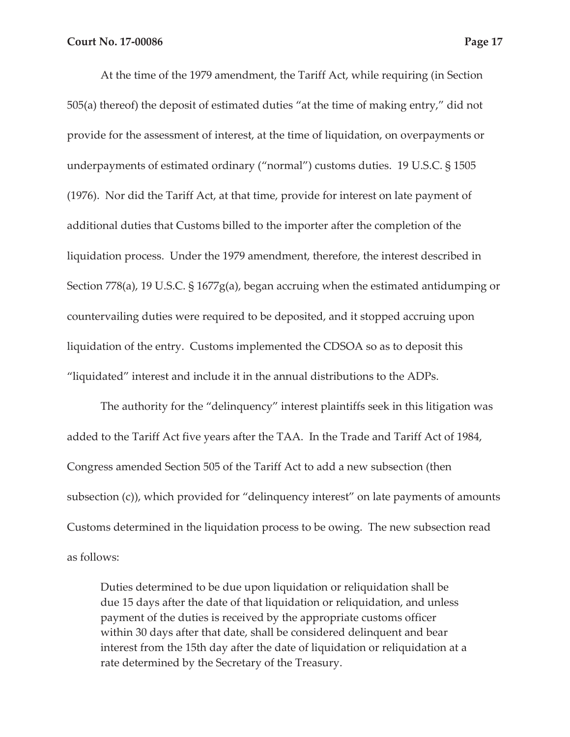At the time of the 1979 amendment, the Tariff Act, while requiring (in Section 505(a) thereof) the deposit of estimated duties "at the time of making entry," did not provide for the assessment of interest, at the time of liquidation, on overpayments or underpayments of estimated ordinary ("normal") customs duties. 19 U.S.C. § 1505 (1976). Nor did the Tariff Act, at that time, provide for interest on late payment of additional duties that Customs billed to the importer after the completion of the liquidation process. Under the 1979 amendment, therefore, the interest described in Section 778(a), 19 U.S.C. § 1677g(a), began accruing when the estimated antidumping or countervailing duties were required to be deposited, and it stopped accruing upon liquidation of the entry. Customs implemented the CDSOA so as to deposit this "liquidated" interest and include it in the annual distributions to the ADPs.

The authority for the "delinquency" interest plaintiffs seek in this litigation was added to the Tariff Act five years after the TAA. In the Trade and Tariff Act of 1984, Congress amended Section 505 of the Tariff Act to add a new subsection (then subsection (c)), which provided for "delinquency interest" on late payments of amounts Customs determined in the liquidation process to be owing. The new subsection read as follows:

> Duties determined to be due upon liquidation or reliquidation shall be due 15 days after the date of that liquidation or reliquidation, and unless payment of the duties is received by the appropriate customs officer within 30 days after that date, shall be considered delinquent and bear interest from the 15th day after the date of liquidation or reliquidation at a rate determined by the Secretary of the Treasury.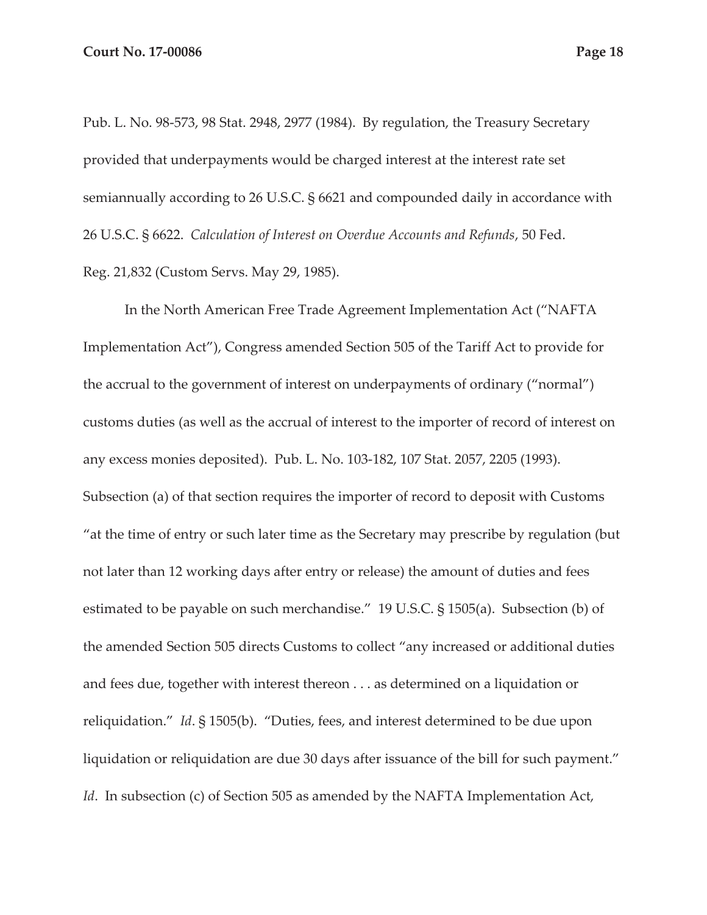Pub. L. No. 98-573, 98 Stat. 2948, 2977 (1984). By regulation, the Treasury Secretary provided that underpayments would be charged interest at the interest rate set semiannually according to 26 U.S.C. § 6621 and compounded daily in accordance with 26 U.S.C. § 6622. *Calculation of Interest on Overdue Accounts and Refunds*, 50 Fed. Reg. 21,832 (Custom Servs. May 29, 1985).

In the North American Free Trade Agreement Implementation Act ("NAFTA Implementation Act"), Congress amended Section 505 of the Tariff Act to provide for the accrual to the government of interest on underpayments of ordinary ("normal") customs duties (as well as the accrual of interest to the importer of record of interest on any excess monies deposited). Pub. L. No. 103-182, 107 Stat. 2057, 2205 (1993). Subsection (a) of that section requires the importer of record to deposit with Customs "at the time of entry or such later time as the Secretary may prescribe by regulation (but not later than 12 working days after entry or release) the amount of duties and fees estimated to be payable on such merchandise." 19 U.S.C. § 1505(a). Subsection (b) of the amended Section 505 directs Customs to collect "any increased or additional duties and fees due, together with interest thereon . . . as determined on a liquidation or reliquidation." *Id*. § 1505(b). "Duties, fees, and interest determined to be due upon liquidation or reliquidation are due 30 days after issuance of the bill for such payment." *Id*. In subsection (c) of Section 505 as amended by the NAFTA Implementation Act,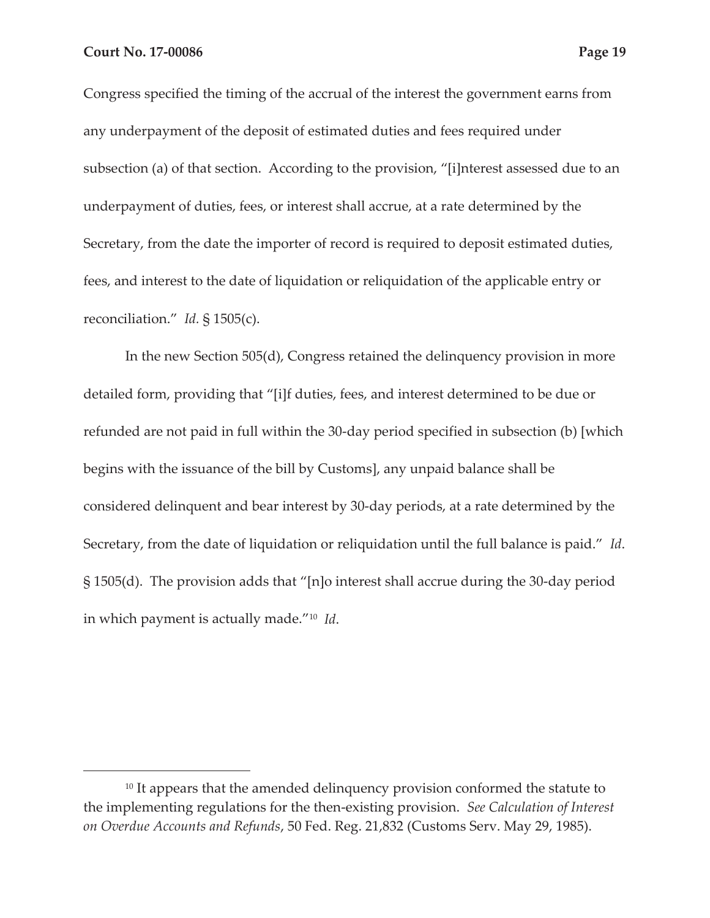Congress specified the timing of the accrual of the interest the government earns from any underpayment of the deposit of estimated duties and fees required under subsection (a) of that section. According to the provision, "[i]nterest assessed due to an underpayment of duties, fees, or interest shall accrue, at a rate determined by the Secretary, from the date the importer of record is required to deposit estimated duties, fees, and interest to the date of liquidation or reliquidation of the applicable entry or reconciliation." *Id.* § 1505(c).

In the new Section 505(d), Congress retained the delinquency provision in more detailed form, providing that "[i]f duties, fees, and interest determined to be due or refunded are not paid in full within the 30-day period specified in subsection (b) [which begins with the issuance of the bill by Customs], any unpaid balance shall be considered delinquent and bear interest by 30-day periods, at a rate determined by the Secretary, from the date of liquidation or reliquidation until the full balance is paid." *Id.* § 1505(d). The provision adds that "[n]o interest shall accrue during the 30-day period in which payment is actually made."[10] *Id.*

[10] It appears that the amended delinquency provision conformed the statute to the implementing regulations for the then-existing provision. *See Calculation of Interest on Overdue Accounts and Refunds*, 50 Fed. Reg. 21,832 (Customs Serv. May 29, 1985).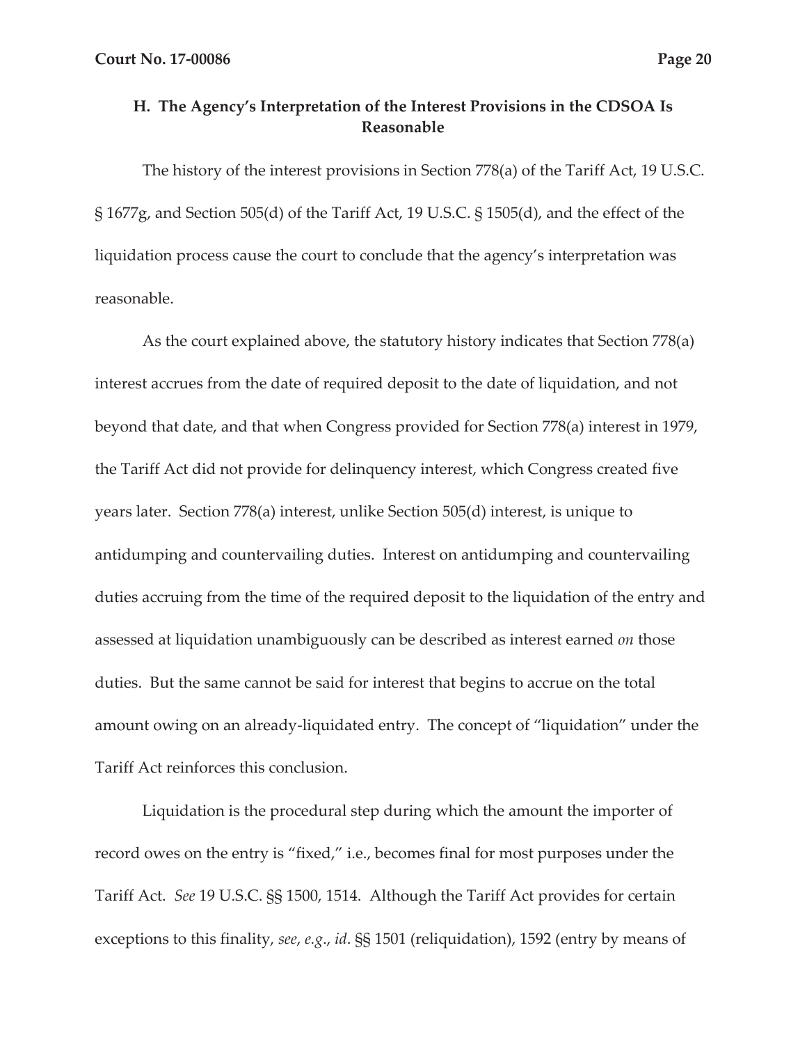### H. The Agency's Interpretation of the Interest Provisions in the CDSOA Is Reasonable

The history of the interest provisions in Section 778(a) of the Tariff Act, 19 U.S.C. § 1677g, and Section 505(d) of the Tariff Act, 19 U.S.C. § 1505(d), and the effect of the liquidation process cause the court to conclude that the agency's interpretation was reasonable.

As the court explained above, the statutory history indicates that Section 778(a) interest accrues from the date of required deposit to the date of liquidation, and not beyond that date, and that when Congress provided for Section 778(a) interest in 1979, the Tariff Act did not provide for delinquency interest, which Congress created five years later. Section 778(a) interest, unlike Section 505(d) interest, is unique to antidumping and countervailing duties. Interest on antidumping and countervailing duties accruing from the time of the required deposit to the liquidation of the entry and assessed at liquidation unambiguously can be described as interest earned *on* those duties. But the same cannot be said for interest that begins to accrue on the total amount owing on an already-liquidated entry. The concept of "liquidation" under the Tariff Act reinforces this conclusion.

Liquidation is the procedural step during which the amount the importer of record owes on the entry is "fixed," i.e., becomes final for most purposes under the Tariff Act. *See* 19 U.S.C. §§ 1500, 1514. Although the Tariff Act provides for certain exceptions to this finality, *see*, *e.g.*, *id.* §§ 1501 (reliquidation), 1592 (entry by means of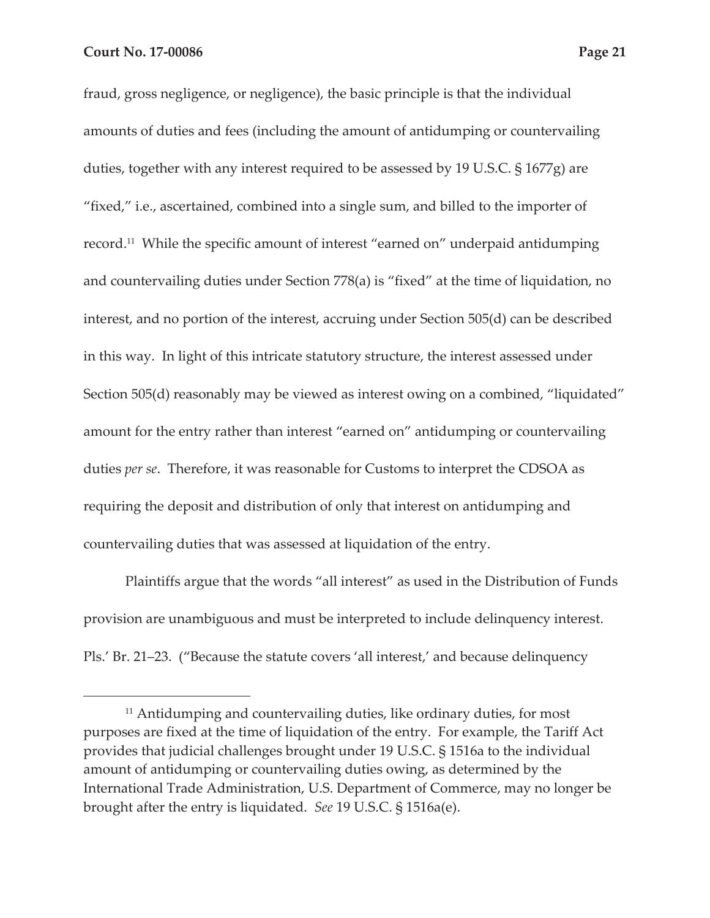fraud, gross negligence, or negligence), the basic principle is that the individual amounts of duties and fees (including the amount of antidumping or countervailing duties, together with any interest required to be assessed by 19 U.S.C. § 1677g) are "fixed," i.e., ascertained, combined into a single sum, and billed to the importer of record.[11] While the specific amount of interest "earned on" underpaid antidumping and countervailing duties under Section 778(a) is "fixed" at the time of liquidation, no interest, and no portion of the interest, accruing under Section 505(d) can be described in this way. In light of this intricate statutory structure, the interest assessed under Section 505(d) reasonably may be viewed as interest owing on a combined, "liquidated" amount for the entry rather than interest "earned on" antidumping or countervailing duties *per se*. Therefore, it was reasonable for Customs to interpret the CDSOA as requiring the deposit and distribution of only that interest on antidumping and countervailing duties that was assessed at liquidation of the entry.

Plaintiffs argue that the words "all interest" as used in the Distribution of Funds provision are unambiguous and must be interpreted to include delinquency interest. Pls.' Br. 21–23. ("Because the statute covers 'all interest,' and because delinquency

---

[11] Antidumping and countervailing duties, like ordinary duties, for most purposes are fixed at the time of liquidation of the entry. For example, the Tariff Act provides that judicial challenges brought under 19 U.S.C. § 1516a to the individual amount of antidumping or countervailing duties owing, as determined by the International Trade Administration, U.S. Department of Commerce, may no longer be brought after the entry is liquidated. *See* 19 U.S.C. § 1516a(e).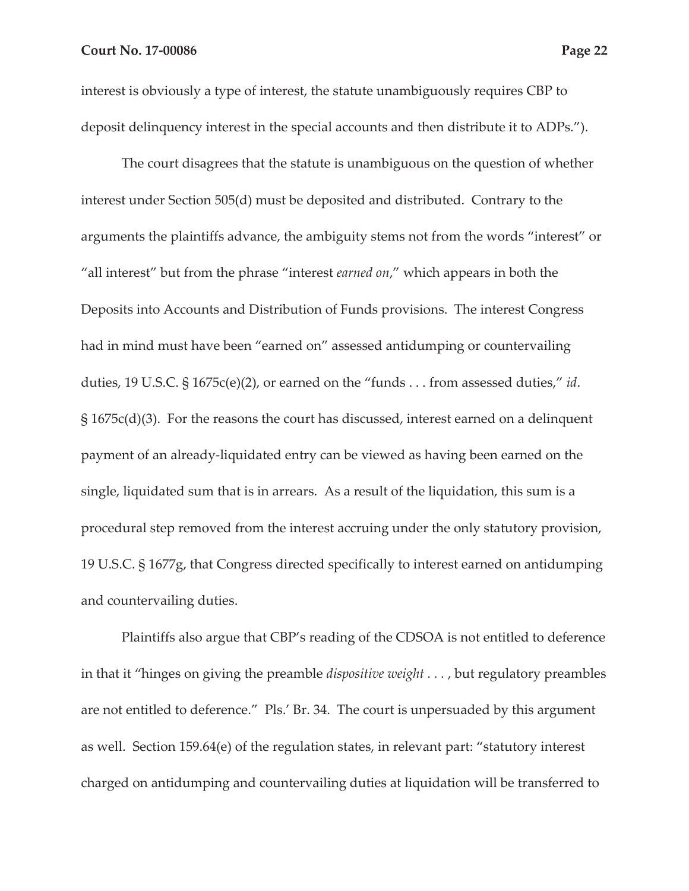interest is obviously a type of interest, the statute unambiguously requires CBP to deposit delinquency interest in the special accounts and then distribute it to ADPs.").

The court disagrees that the statute is unambiguous on the question of whether interest under Section 505(d) must be deposited and distributed. Contrary to the arguments the plaintiffs advance, the ambiguity stems not from the words "interest" or "all interest" but from the phrase "interest *earned on*," which appears in both the Deposits into Accounts and Distribution of Funds provisions. The interest Congress had in mind must have been "earned on" assessed antidumping or countervailing duties, 19 U.S.C. § 1675c(e)(2), or earned on the "funds . . . from assessed duties," *id*. § 1675c(d)(3). For the reasons the court has discussed, interest earned on a delinquent payment of an already-liquidated entry can be viewed as having been earned on the single, liquidated sum that is in arrears. As a result of the liquidation, this sum is a procedural step removed from the interest accruing under the only statutory provision, 19 U.S.C. § 1677g, that Congress directed specifically to interest earned on antidumping and countervailing duties.

Plaintiffs also argue that CBP's reading of the CDSOA is not entitled to deference in that it "hinges on giving the preamble *dispositive weight* . . . , but regulatory preambles are not entitled to deference." Pls.' Br. 34. The court is unpersuaded by this argument as well. Section 159.64(e) of the regulation states, in relevant part: "statutory interest charged on antidumping and countervailing duties at liquidation will be transferred to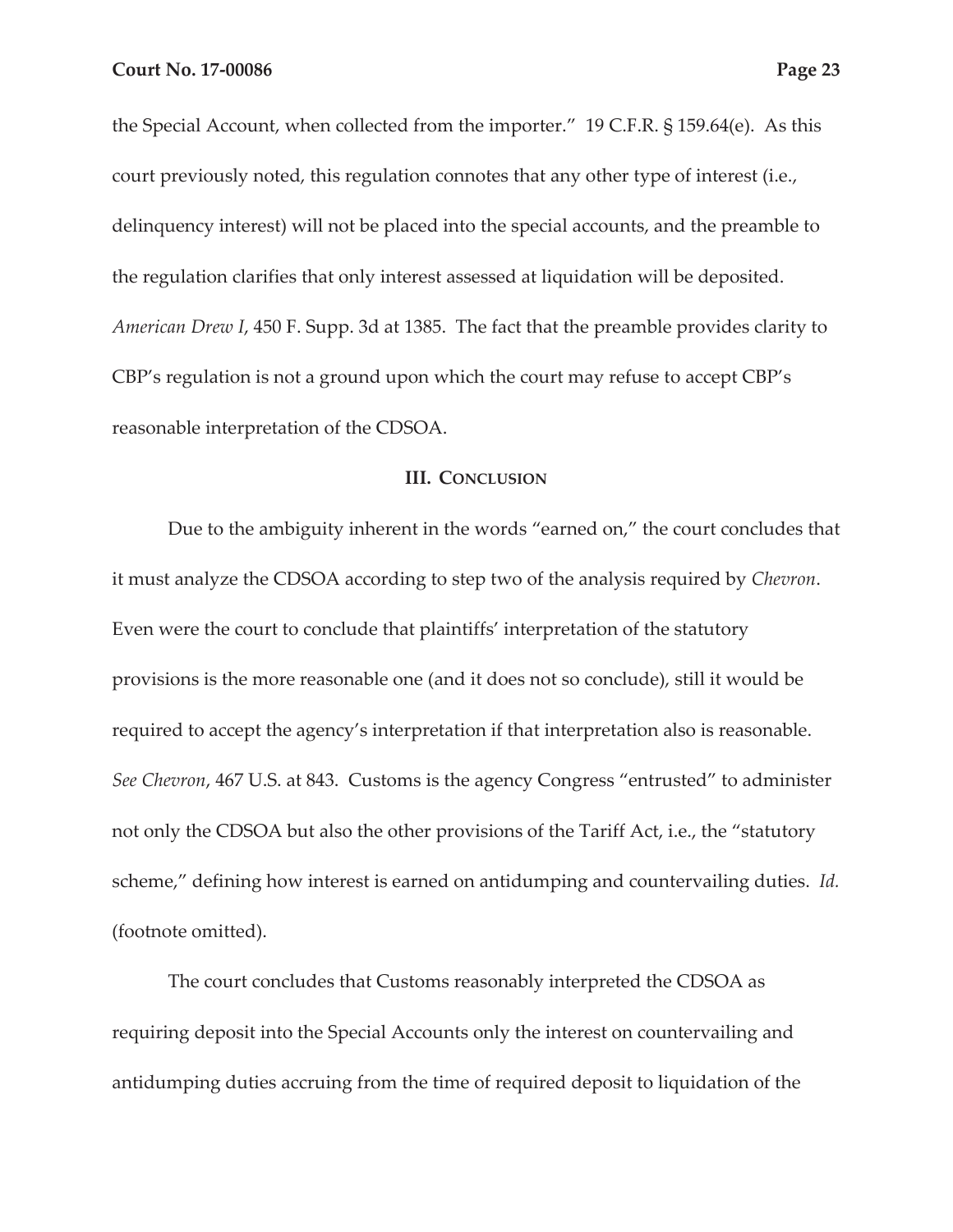the Special Account, when collected from the importer." 19 C.F.R. § 159.64(e). As this court previously noted, this regulation connotes that any other type of interest (i.e., delinquency interest) will not be placed into the special accounts, and the preamble to the regulation clarifies that only interest assessed at liquidation will be deposited. *American Drew I*, 450 F. Supp. 3d at 1385. The fact that the preamble provides clarity to CBP's regulation is not a ground upon which the court may refuse to accept CBP's reasonable interpretation of the CDSOA.

## III. Conclusion

Due to the ambiguity inherent in the words "earned on," the court concludes that it must analyze the CDSOA according to step two of the analysis required by *Chevron*. Even were the court to conclude that plaintiffs' interpretation of the statutory provisions is the more reasonable one (and it does not so conclude), still it would be required to accept the agency's interpretation if that interpretation also is reasonable. *See Chevron*, 467 U.S. at 843. Customs is the agency Congress "entrusted" to administer not only the CDSOA but also the other provisions of the Tariff Act, i.e., the "statutory scheme," defining how interest is earned on antidumping and countervailing duties. *Id.* (footnote omitted).

The court concludes that Customs reasonably interpreted the CDSOA as requiring deposit into the Special Accounts only the interest on countervailing and antidumping duties accruing from the time of required deposit to liquidation of the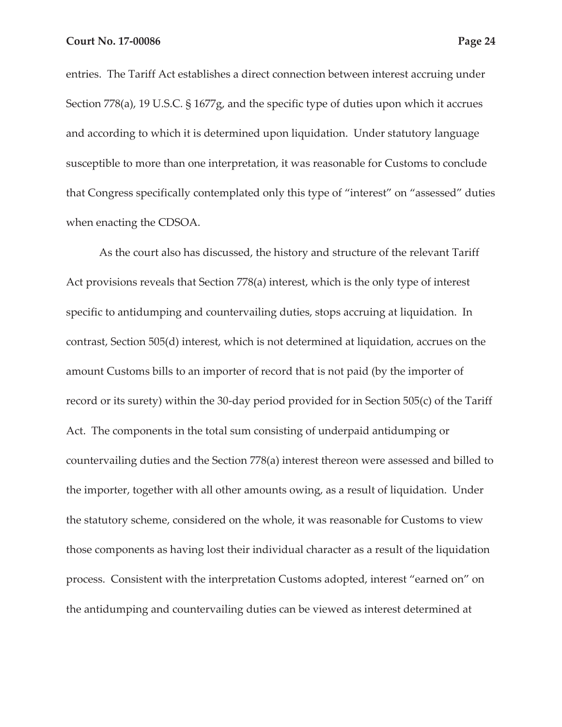entries. The Tariff Act establishes a direct connection between interest accruing under Section 778(a), 19 U.S.C. § 1677g, and the specific type of duties upon which it accrues and according to which it is determined upon liquidation. Under statutory language susceptible to more than one interpretation, it was reasonable for Customs to conclude that Congress specifically contemplated only this type of "interest" on "assessed" duties when enacting the CDSOA.

As the court also has discussed, the history and structure of the relevant Tariff Act provisions reveals that Section 778(a) interest, which is the only type of interest specific to antidumping and countervailing duties, stops accruing at liquidation. In contrast, Section 505(d) interest, which is not determined at liquidation, accrues on the amount Customs bills to an importer of record that is not paid (by the importer of record or its surety) within the 30-day period provided for in Section 505(c) of the Tariff Act. The components in the total sum consisting of underpaid antidumping or countervailing duties and the Section 778(a) interest thereon were assessed and billed to the importer, together with all other amounts owing, as a result of liquidation. Under the statutory scheme, considered on the whole, it was reasonable for Customs to view those components as having lost their individual character as a result of the liquidation process. Consistent with the interpretation Customs adopted, interest "earned on" on the antidumping and countervailing duties can be viewed as interest determined at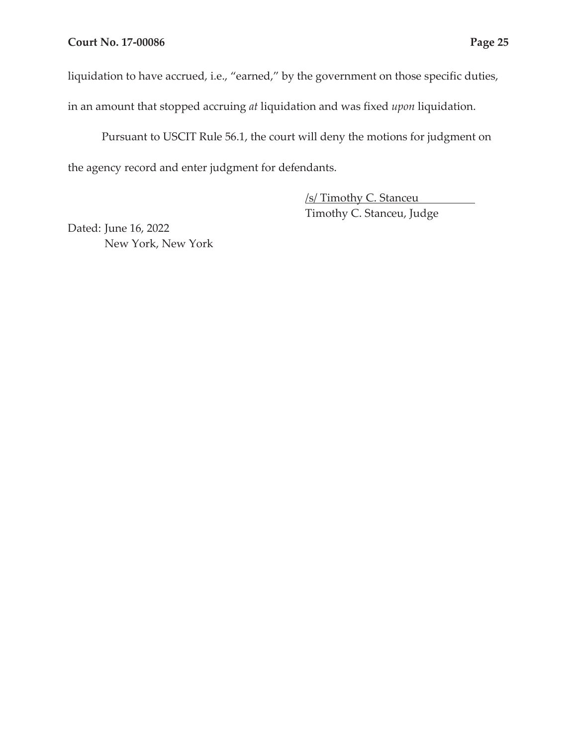liquidation to have accrued, i.e., "earned," by the government on those specific duties, in an amount that stopped accruing *at* liquidation and was fixed *upon* liquidation.

Pursuant to USCIT Rule 56.1, the court will deny the motions for judgment on the agency record and enter judgment for defendants.

/s/ Timothy C. Stanceu
Timothy C. Stanceu, Judge

Dated: June 16, 2022
New York, New York